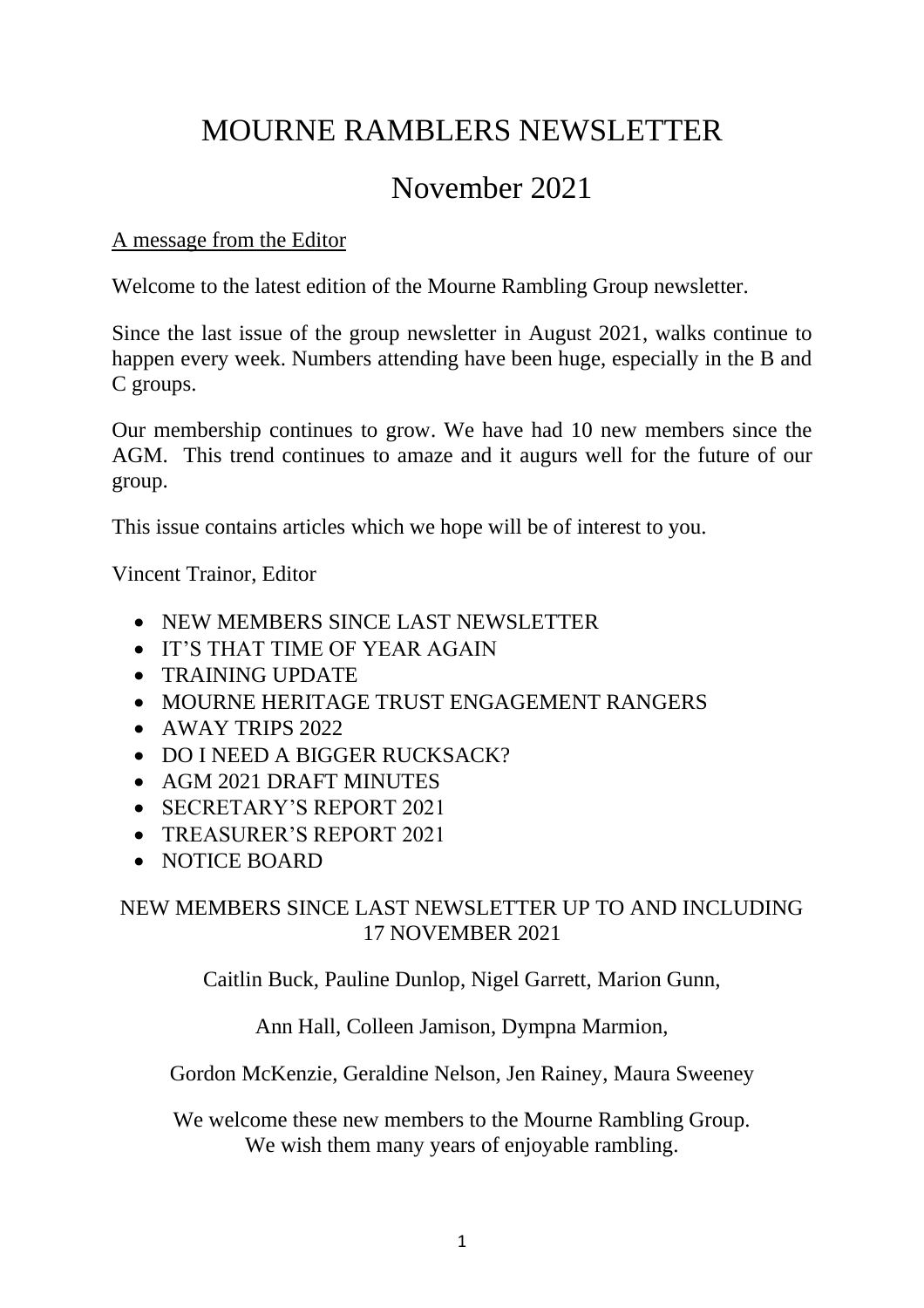# MOURNE RAMBLERS NEWSLETTER

# November 2021

A message from the Editor

Welcome to the latest edition of the Mourne Rambling Group newsletter.

Since the last issue of the group newsletter in August 2021, walks continue to happen every week. Numbers attending have been huge, especially in the B and C groups.

Our membership continues to grow. We have had 10 new members since the AGM. This trend continues to amaze and it augurs well for the future of our group.

This issue contains articles which we hope will be of interest to you.

Vincent Trainor, Editor

- NEW MEMBERS SINCE LAST NEWSLETTER
- IT'S THAT TIME OF YEAR AGAIN
- TRAINING UPDATE
- MOURNE HERITAGE TRUST ENGAGEMENT RANGERS
- AWAY TRIPS 2022
- DO I NEED A BIGGER RUCKSACK?
- AGM 2021 DRAFT MINUTES
- SECRETARY'S REPORT 2021
- TREASURER'S REPORT 2021
- NOTICE BOARD

## NEW MEMBERS SINCE LAST NEWSLETTER UP TO AND INCLUDING 17 NOVEMBER 2021

Caitlin Buck, Pauline Dunlop, Nigel Garrett, Marion Gunn,

Ann Hall, Colleen Jamison, Dympna Marmion,

Gordon McKenzie, Geraldine Nelson, Jen Rainey, Maura Sweeney

We welcome these new members to the Mourne Rambling Group. We wish them many years of enjoyable rambling.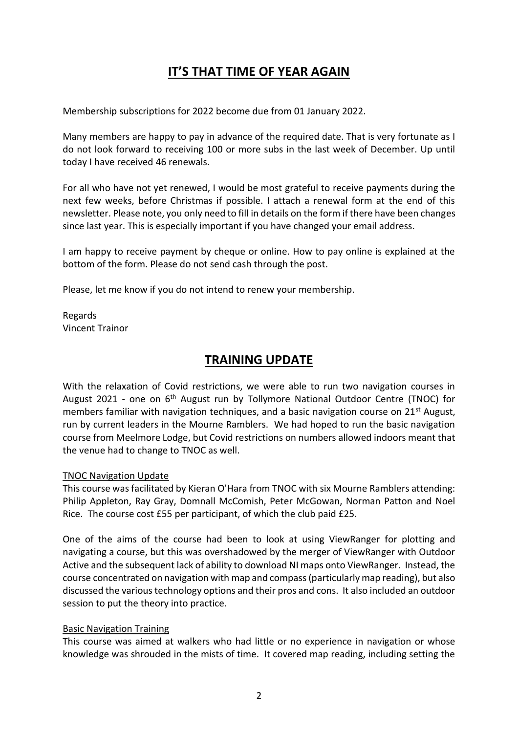## IT'S THAT TIME OF YEAR AGAIN

Membership subscriptions for 2022 become due from 01 January 2022.

Many members are happy to pay in advance of the required date. That is very fortunate as I do not look forward to receiving 100 or more subs in the last week of December. Up until today I have received 46 renewals.

For all who have not yet renewed, I would be most grateful to receive payments during the next few weeks, before Christmas if possible. I attach a renewal form at the end of this newsletter. Please note, you only need to fill in details on the form if there have been changes since last year. This is especially important if you have changed your email address.

I am happy to receive payment by cheque or online. How to pay online is explained at the bottom of the form. Please do not send cash through the post.

Please, let me know if you do not intend to renew your membership.

Regards
Vincent Trainor

## TRAINING UPDATE

With the relaxation of Covid restrictions, we were able to run two navigation courses in August 2021 - one on 6th August run by Tollymore National Outdoor Centre (TNOC) for members familiar with navigation techniques, and a basic navigation course on 21st August, run by current leaders in the Mourne Ramblers. We had hoped to run the basic navigation course from Meelmore Lodge, but Covid restrictions on numbers allowed indoors meant that the venue had to change to TNOC as well.

TNOC Navigation Update

This course was facilitated by Kieran O'Hara from TNOC with six Mourne Ramblers attending: Philip Appleton, Ray Gray, Domnall McComish, Peter McGowan, Norman Patton and Noel Rice. The course cost £55 per participant, of which the club paid £25.

One of the aims of the course had been to look at using ViewRanger for plotting and navigating a course, but this was overshadowed by the merger of ViewRanger with Outdoor Active and the subsequent lack of ability to download NI maps onto ViewRanger. Instead, the course concentrated on navigation with map and compass (particularly map reading), but also discussed the various technology options and their pros and cons. It also included an outdoor session to put the theory into practice.

Basic Navigation Training

This course was aimed at walkers who had little or no experience in navigation or whose knowledge was shrouded in the mists of time. It covered map reading, including setting the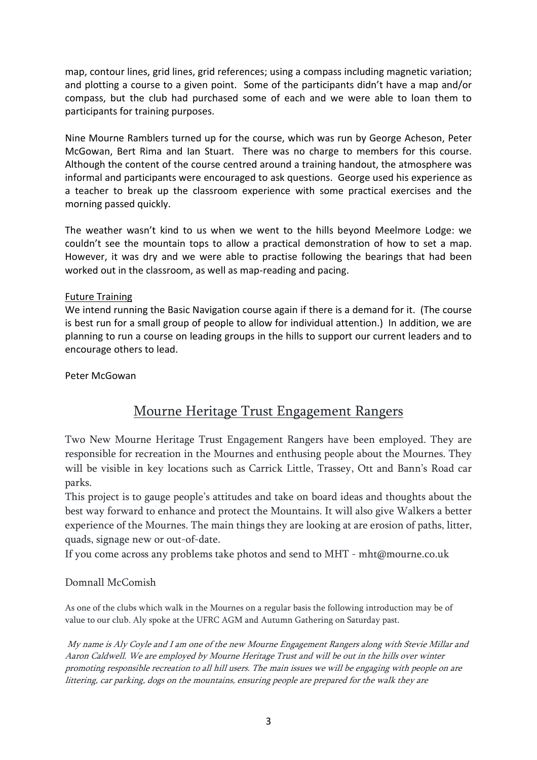map, contour lines, grid lines, grid references; using a compass including magnetic variation; and plotting a course to a given point. Some of the participants didn't have a map and/or compass, but the club had purchased some of each and we were able to loan them to participants for training purposes.

Nine Mourne Ramblers turned up for the course, which was run by George Acheson, Peter McGowan, Bert Rima and Ian Stuart. There was no charge to members for this course. Although the content of the course centred around a training handout, the atmosphere was informal and participants were encouraged to ask questions. George used his experience as a teacher to break up the classroom experience with some practical exercises and the morning passed quickly.

The weather wasn't kind to us when we went to the hills beyond Meelmore Lodge: we couldn't see the mountain tops to allow a practical demonstration of how to set a map. However, it was dry and we were able to practise following the bearings that had been worked out in the classroom, as well as map-reading and pacing.

Future Training

We intend running the Basic Navigation course again if there is a demand for it. (The course is best run for a small group of people to allow for individual attention.) In addition, we are planning to run a course on leading groups in the hills to support our current leaders and to encourage others to lead.

Peter McGowan

## Mourne Heritage Trust Engagement Rangers

Two New Mourne Heritage Trust Engagement Rangers have been employed. They are responsible for recreation in the Mournes and enthusing people about the Mournes. They will be visible in key locations such as Carrick Little, Trassey, Ott and Bann's Road car parks.

This project is to gauge people's attitudes and take on board ideas and thoughts about the best way forward to enhance and protect the Mountains. It will also give Walkers a better experience of the Mournes. The main things they are looking at are erosion of paths, litter, quads, signage new or out-of-date.

If you come across any problems take photos and send to MHT - mht@mourne.co.uk

Domnall McComish

As one of the clubs which walk in the Mournes on a regular basis the following introduction may be of value to our club. Aly spoke at the UFRC AGM and Autumn Gathering on Saturday past.

*My name is Aly Coyle and I am one of the new Mourne Engagement Rangers along with Stevie Millar and Aaron Caldwell. We are employed by Mourne Heritage Trust and will be out in the hills over winter promoting responsible recreation to all hill users. The main issues we will be engaging with people on are littering, car parking, dogs on the mountains, ensuring people are prepared for the walk they are*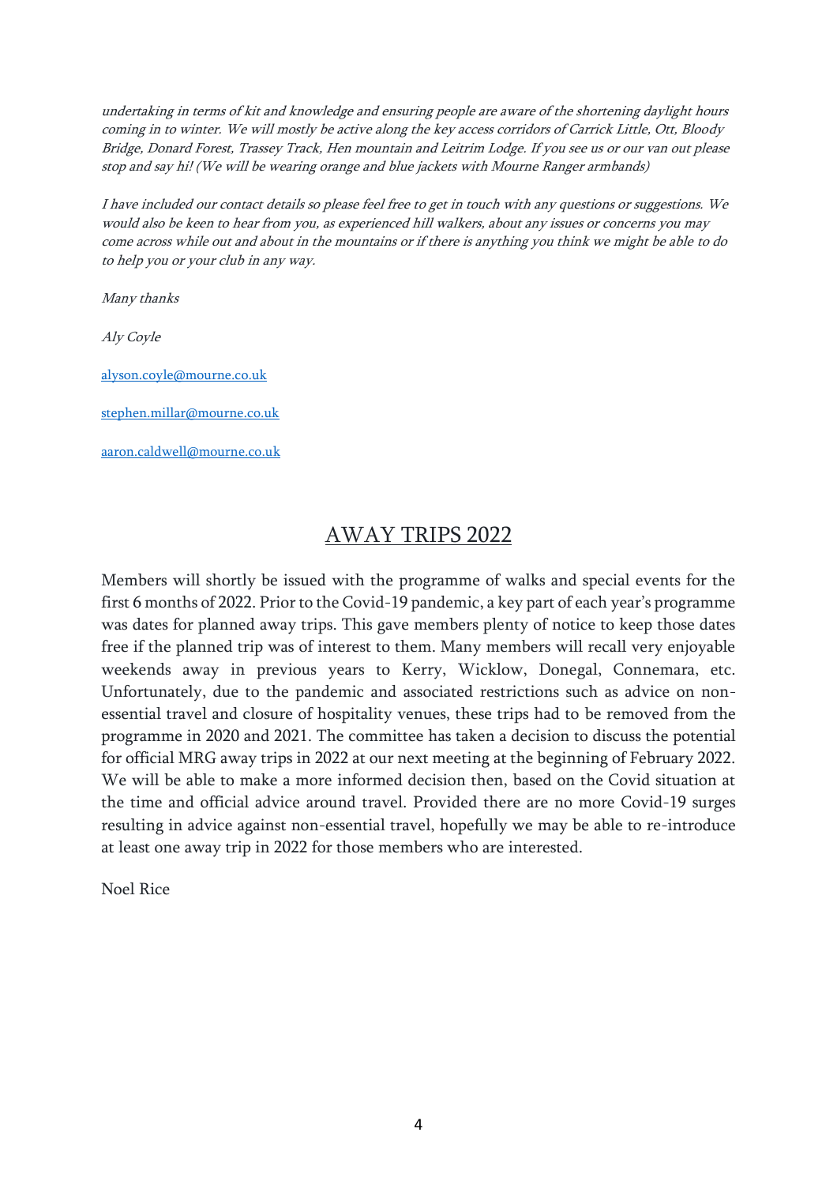*undertaking in terms of kit and knowledge and ensuring people are aware of the shortening daylight hours coming in to winter. We will mostly be active along the key access corridors of Carrick Little, Ott, Bloody Bridge, Donard Forest, Trassey Track, Hen mountain and Leitrim Lodge. If you see us or our van out please stop and say hi! (We will be wearing orange and blue jackets with Mourne Ranger armbands)*

*I have included our contact details so please feel free to get in touch with any questions or suggestions. We would also be keen to hear from you, as experienced hill walkers, about any issues or concerns you may come across while out and about in the mountains or if there is anything you think we might be able to do to help you or your club in any way.*

*Many thanks*

*Aly Coyle*

alyson.coyle@mourne.co.uk

stephen.millar@mourne.co.uk

aaron.caldwell@mourne.co.uk

## AWAY TRIPS 2022

Members will shortly be issued with the programme of walks and special events for the first 6 months of 2022. Prior to the Covid-19 pandemic, a key part of each year's programme was dates for planned away trips. This gave members plenty of notice to keep those dates free if the planned trip was of interest to them. Many members will recall very enjoyable weekends away in previous years to Kerry, Wicklow, Donegal, Connemara, etc. Unfortunately, due to the pandemic and associated restrictions such as advice on non-essential travel and closure of hospitality venues, these trips had to be removed from the programme in 2020 and 2021. The committee has taken a decision to discuss the potential for official MRG away trips in 2022 at our next meeting at the beginning of February 2022. We will be able to make a more informed decision then, based on the Covid situation at the time and official advice around travel. Provided there are no more Covid-19 surges resulting in advice against non-essential travel, hopefully we may be able to re-introduce at least one away trip in 2022 for those members who are interested.

Noel Rice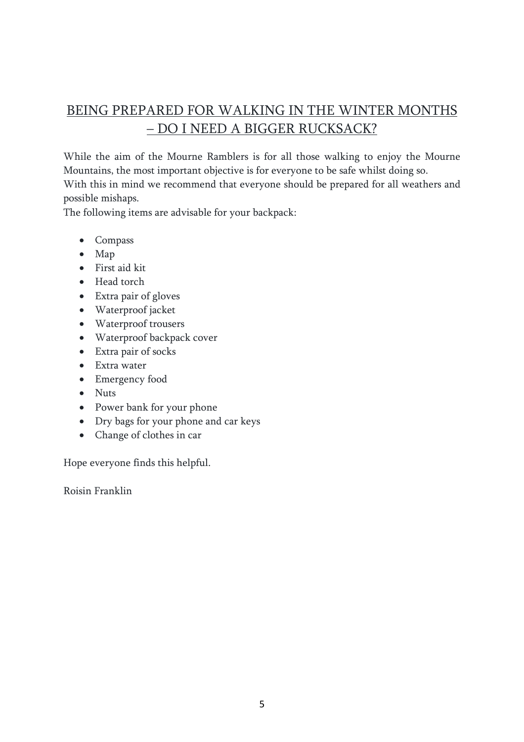## BEING PREPARED FOR WALKING IN THE WINTER MONTHS – DO I NEED A BIGGER RUCKSACK?

While the aim of the Mourne Ramblers is for all those walking to enjoy the Mourne Mountains, the most important objective is for everyone to be safe whilst doing so.
With this in mind we recommend that everyone should be prepared for all weathers and possible mishaps.
The following items are advisable for your backpack:

- Compass
- Map
- First aid kit
- Head torch
- Extra pair of gloves
- Waterproof jacket
- Waterproof trousers
- Waterproof backpack cover
- Extra pair of socks
- Extra water
- Emergency food
- Nuts
- Power bank for your phone
- Dry bags for your phone and car keys
- Change of clothes in car

Hope everyone finds this helpful.

Roisin Franklin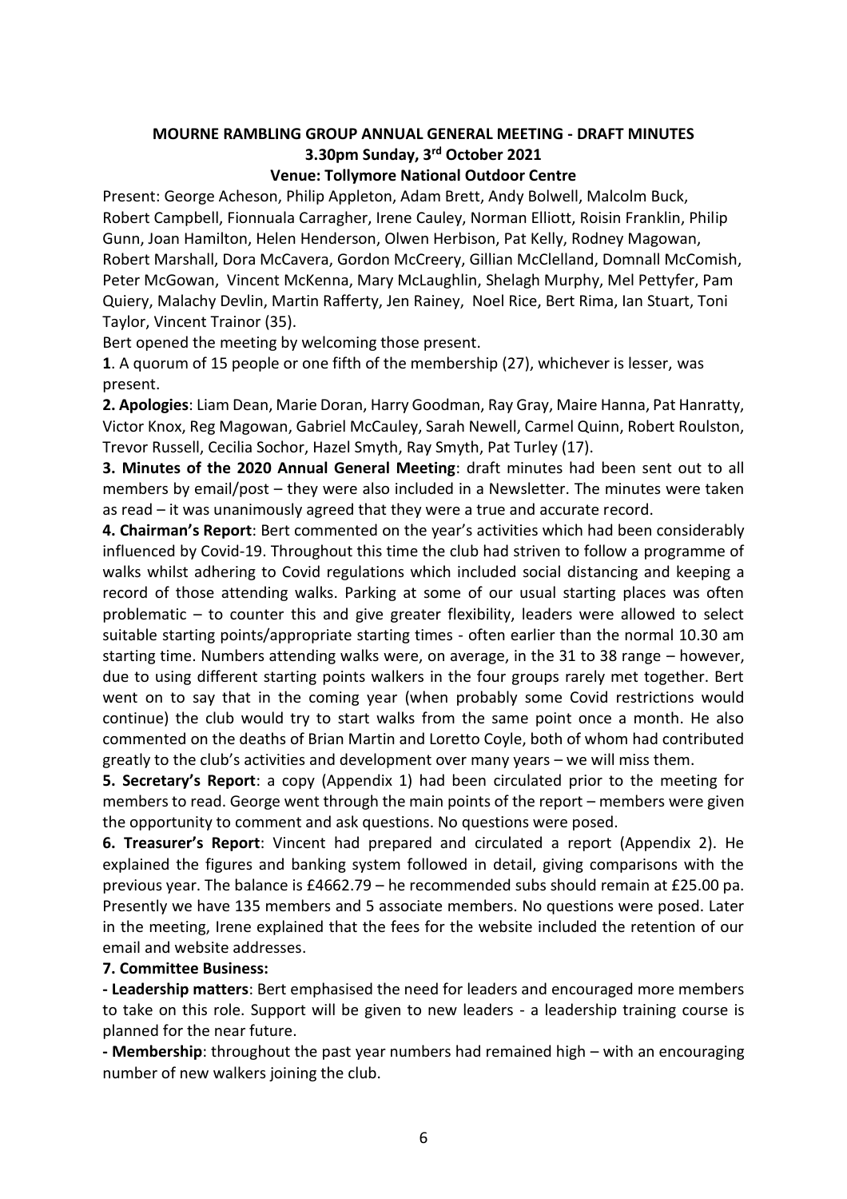**MOURNE RAMBLING GROUP ANNUAL GENERAL MEETING - DRAFT MINUTES**
**3.30pm Sunday, 3rd October 2021**
**Venue: Tollymore National Outdoor Centre**

Present: George Acheson, Philip Appleton, Adam Brett, Andy Bolwell, Malcolm Buck, Robert Campbell, Fionnuala Carragher, Irene Cauley, Norman Elliott, Roisin Franklin, Philip Gunn, Joan Hamilton, Helen Henderson, Olwen Herbison, Pat Kelly, Rodney Magowan, Robert Marshall, Dora McCavera, Gordon McCreery, Gillian McClelland, Domnall McComish, Peter McGowan, Vincent McKenna, Mary McLaughlin, Shelagh Murphy, Mel Pettyfer, Pam Quiery, Malachy Devlin, Martin Rafferty, Jen Rainey, Noel Rice, Bert Rima, Ian Stuart, Toni Taylor, Vincent Trainor (35).

Bert opened the meeting by welcoming those present.

**1**. A quorum of 15 people or one fifth of the membership (27), whichever is lesser, was present.

**2. Apologies**: Liam Dean, Marie Doran, Harry Goodman, Ray Gray, Maire Hanna, Pat Hanratty, Victor Knox, Reg Magowan, Gabriel McCauley, Sarah Newell, Carmel Quinn, Robert Roulston, Trevor Russell, Cecilia Sochor, Hazel Smyth, Ray Smyth, Pat Turley (17).

**3. Minutes of the 2020 Annual General Meeting**: draft minutes had been sent out to all members by email/post – they were also included in a Newsletter. The minutes were taken as read – it was unanimously agreed that they were a true and accurate record.

**4. Chairman's Report**: Bert commented on the year's activities which had been considerably influenced by Covid-19. Throughout this time the club had striven to follow a programme of walks whilst adhering to Covid regulations which included social distancing and keeping a record of those attending walks. Parking at some of our usual starting places was often problematic – to counter this and give greater flexibility, leaders were allowed to select suitable starting points/appropriate starting times - often earlier than the normal 10.30 am starting time. Numbers attending walks were, on average, in the 31 to 38 range – however, due to using different starting points walkers in the four groups rarely met together. Bert went on to say that in the coming year (when probably some Covid restrictions would continue) the club would try to start walks from the same point once a month. He also commented on the deaths of Brian Martin and Loretto Coyle, both of whom had contributed greatly to the club's activities and development over many years – we will miss them.

**5. Secretary's Report**: a copy (Appendix 1) had been circulated prior to the meeting for members to read. George went through the main points of the report – members were given the opportunity to comment and ask questions. No questions were posed.

**6. Treasurer's Report**: Vincent had prepared and circulated a report (Appendix 2). He explained the figures and banking system followed in detail, giving comparisons with the previous year. The balance is £4662.79 – he recommended subs should remain at £25.00 pa. Presently we have 135 members and 5 associate members. No questions were posed. Later in the meeting, Irene explained that the fees for the website included the retention of our email and website addresses.

**7. Committee Business:**

**- Leadership matters**: Bert emphasised the need for leaders and encouraged more members to take on this role. Support will be given to new leaders - a leadership training course is planned for the near future.

**- Membership**: throughout the past year numbers had remained high – with an encouraging number of new walkers joining the club.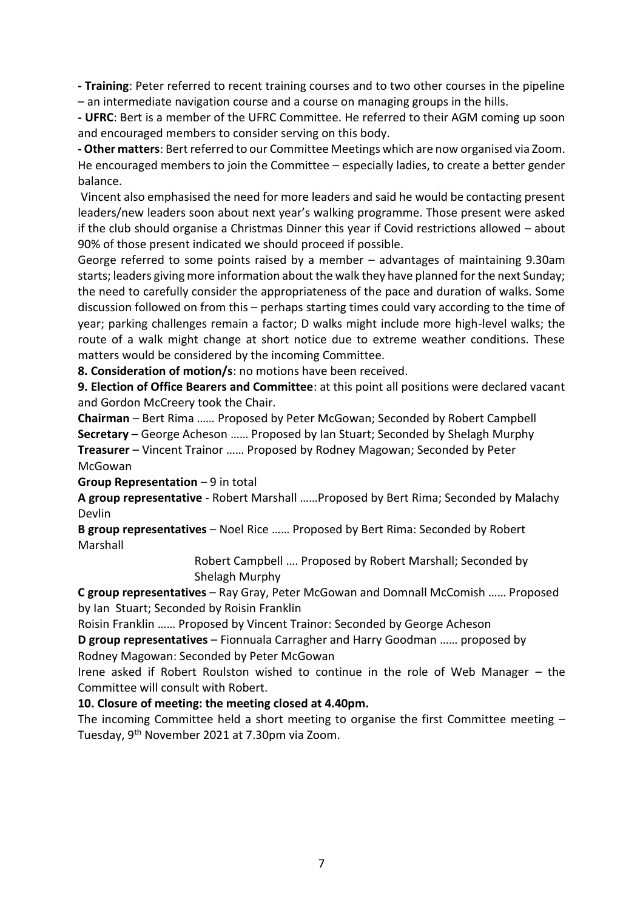**- Training**: Peter referred to recent training courses and to two other courses in the pipeline – an intermediate navigation course and a course on managing groups in the hills.

**- UFRC**: Bert is a member of the UFRC Committee. He referred to their AGM coming up soon and encouraged members to consider serving on this body.

**- Other matters**: Bert referred to our Committee Meetings which are now organised via Zoom. He encouraged members to join the Committee – especially ladies, to create a better gender balance.

Vincent also emphasised the need for more leaders and said he would be contacting present leaders/new leaders soon about next year's walking programme. Those present were asked if the club should organise a Christmas Dinner this year if Covid restrictions allowed – about 90% of those present indicated we should proceed if possible.

George referred to some points raised by a member – advantages of maintaining 9.30am starts; leaders giving more information about the walk they have planned for the next Sunday; the need to carefully consider the appropriateness of the pace and duration of walks. Some discussion followed on from this – perhaps starting times could vary according to the time of year; parking challenges remain a factor; D walks might include more high-level walks; the route of a walk might change at short notice due to extreme weather conditions. These matters would be considered by the incoming Committee.

**8. Consideration of motion/s**: no motions have been received.

**9. Election of Office Bearers and Committee**: at this point all positions were declared vacant and Gordon McCreery took the Chair.

**Chairman** – Bert Rima …… Proposed by Peter McGowan; Seconded by Robert Campbell

**Secretary –** George Acheson …… Proposed by Ian Stuart; Seconded by Shelagh Murphy

**Treasurer** – Vincent Trainor …… Proposed by Rodney Magowan; Seconded by Peter McGowan

**Group Representation** – 9 in total

**A group representative** - Robert Marshall ……Proposed by Bert Rima; Seconded by Malachy Devlin

**B group representatives** – Noel Rice …… Proposed by Bert Rima: Seconded by Robert Marshall

Robert Campbell …. Proposed by Robert Marshall; Seconded by Shelagh Murphy

**C group representatives** – Ray Gray, Peter McGowan and Domnall McComish …… Proposed by Ian Stuart; Seconded by Roisin Franklin

Roisin Franklin …… Proposed by Vincent Trainor: Seconded by George Acheson

**D group representatives** – Fionnuala Carragher and Harry Goodman …… proposed by Rodney Magowan: Seconded by Peter McGowan

Irene asked if Robert Roulston wished to continue in the role of Web Manager – the Committee will consult with Robert.

**10. Closure of meeting: the meeting closed at 4.40pm.**

The incoming Committee held a short meeting to organise the first Committee meeting – Tuesday, 9th November 2021 at 7.30pm via Zoom.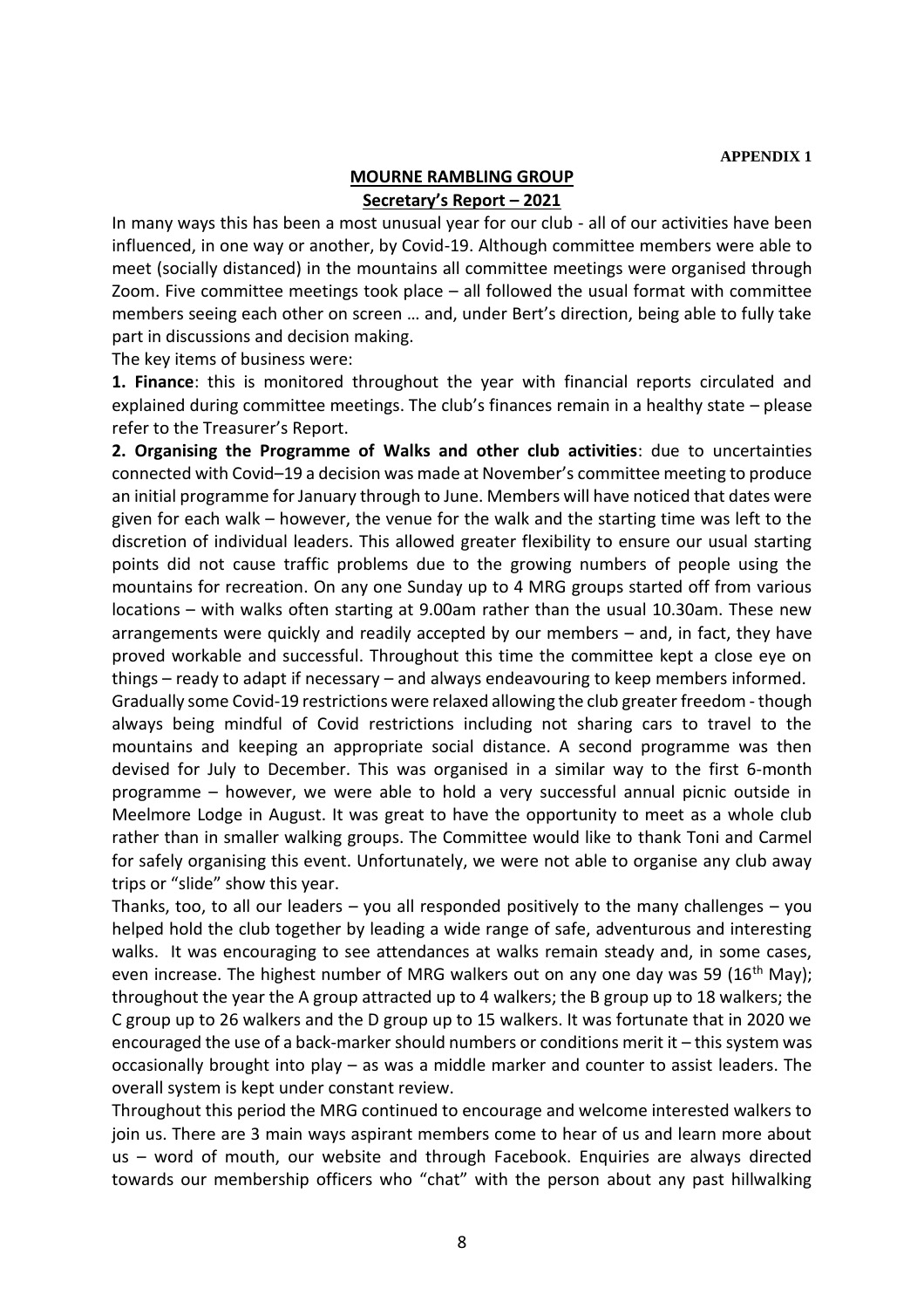**APPENDIX 1**

## MOURNE RAMBLING GROUP

### Secretary's Report – 2021

In many ways this has been a most unusual year for our club - all of our activities have been influenced, in one way or another, by Covid-19. Although committee members were able to meet (socially distanced) in the mountains all committee meetings were organised through Zoom. Five committee meetings took place – all followed the usual format with committee members seeing each other on screen … and, under Bert's direction, being able to fully take part in discussions and decision making.

The key items of business were:

**1. Finance**: this is monitored throughout the year with financial reports circulated and explained during committee meetings. The club's finances remain in a healthy state – please refer to the Treasurer's Report.

**2. Organising the Programme of Walks and other club activities**: due to uncertainties connected with Covid–19 a decision was made at November's committee meeting to produce an initial programme for January through to June. Members will have noticed that dates were given for each walk – however, the venue for the walk and the starting time was left to the discretion of individual leaders. This allowed greater flexibility to ensure our usual starting points did not cause traffic problems due to the growing numbers of people using the mountains for recreation. On any one Sunday up to 4 MRG groups started off from various locations – with walks often starting at 9.00am rather than the usual 10.30am. These new arrangements were quickly and readily accepted by our members – and, in fact, they have proved workable and successful. Throughout this time the committee kept a close eye on things – ready to adapt if necessary – and always endeavouring to keep members informed.

Gradually some Covid-19 restrictions were relaxed allowing the club greater freedom - though always being mindful of Covid restrictions including not sharing cars to travel to the mountains and keeping an appropriate social distance. A second programme was then devised for July to December. This was organised in a similar way to the first 6-month programme – however, we were able to hold a very successful annual picnic outside in Meelmore Lodge in August. It was great to have the opportunity to meet as a whole club rather than in smaller walking groups. The Committee would like to thank Toni and Carmel for safely organising this event. Unfortunately, we were not able to organise any club away trips or "slide" show this year.

Thanks, too, to all our leaders – you all responded positively to the many challenges – you helped hold the club together by leading a wide range of safe, adventurous and interesting walks. It was encouraging to see attendances at walks remain steady and, in some cases, even increase. The highest number of MRG walkers out on any one day was 59 (16th May); throughout the year the A group attracted up to 4 walkers; the B group up to 18 walkers; the C group up to 26 walkers and the D group up to 15 walkers. It was fortunate that in 2020 we encouraged the use of a back-marker should numbers or conditions merit it – this system was occasionally brought into play – as was a middle marker and counter to assist leaders. The overall system is kept under constant review.

Throughout this period the MRG continued to encourage and welcome interested walkers to join us. There are 3 main ways aspirant members come to hear of us and learn more about us – word of mouth, our website and through Facebook. Enquiries are always directed towards our membership officers who "chat" with the person about any past hillwalking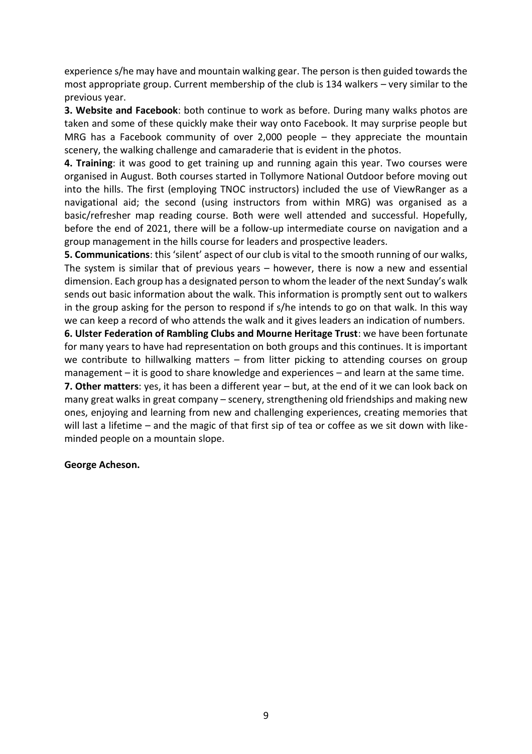experience s/he may have and mountain walking gear. The person is then guided towards the most appropriate group. Current membership of the club is 134 walkers – very similar to the previous year.

**3. Website and Facebook**: both continue to work as before. During many walks photos are taken and some of these quickly make their way onto Facebook. It may surprise people but MRG has a Facebook community of over 2,000 people – they appreciate the mountain scenery, the walking challenge and camaraderie that is evident in the photos.

**4. Training**: it was good to get training up and running again this year. Two courses were organised in August. Both courses started in Tollymore National Outdoor before moving out into the hills. The first (employing TNOC instructors) included the use of ViewRanger as a navigational aid; the second (using instructors from within MRG) was organised as a basic/refresher map reading course. Both were well attended and successful. Hopefully, before the end of 2021, there will be a follow-up intermediate course on navigation and a group management in the hills course for leaders and prospective leaders.

**5. Communications**: this 'silent' aspect of our club is vital to the smooth running of our walks, The system is similar that of previous years – however, there is now a new and essential dimension. Each group has a designated person to whom the leader of the next Sunday's walk sends out basic information about the walk. This information is promptly sent out to walkers in the group asking for the person to respond if s/he intends to go on that walk. In this way we can keep a record of who attends the walk and it gives leaders an indication of numbers.

**6. Ulster Federation of Rambling Clubs and Mourne Heritage Trust**: we have been fortunate for many years to have had representation on both groups and this continues. It is important we contribute to hillwalking matters – from litter picking to attending courses on group management – it is good to share knowledge and experiences – and learn at the same time.

**7. Other matters**: yes, it has been a different year – but, at the end of it we can look back on many great walks in great company – scenery, strengthening old friendships and making new ones, enjoying and learning from new and challenging experiences, creating memories that will last a lifetime – and the magic of that first sip of tea or coffee as we sit down with like-minded people on a mountain slope.

**George Acheson.**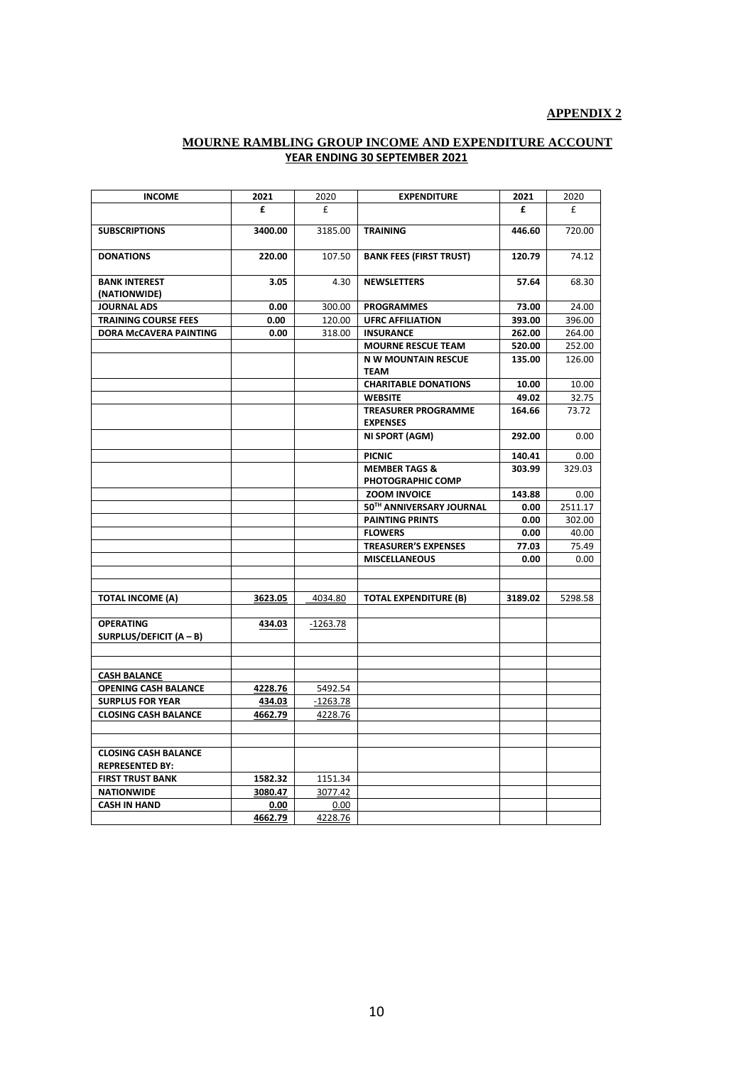**APPENDIX 2**

## MOURNE RAMBLING GROUP INCOME AND EXPENDITURE ACCOUNT
### YEAR ENDING 30 SEPTEMBER 2021

| INCOME | 2021 | 2020 | EXPENDITURE | 2021 | 2020 |
|---|---|---|---|---|---|
| | **£** | £ | | **£** | £ |
| **SUBSCRIPTIONS** | **3400.00** | 3185.00 | **TRAINING** | **446.60** | 720.00 |
| **DONATIONS** | **220.00** | 107.50 | **BANK FEES (FIRST TRUST)** | **120.79** | 74.12 |
| **BANK INTEREST (NATIONWIDE)** | **3.05** | 4.30 | **NEWSLETTERS** | **57.64** | 68.30 |
| **JOURNAL ADS** | **0.00** | 300.00 | **PROGRAMMES** | **73.00** | 24.00 |
| **TRAINING COURSE FEES** | **0.00** | 120.00 | **UFRC AFFILIATION** | **393.00** | 396.00 |
| **DORA McCAVERA PAINTING** | **0.00** | 318.00 | **INSURANCE** | **262.00** | 264.00 |
| | | | **MOURNE RESCUE TEAM** | **520.00** | 252.00 |
| | | | **N W MOUNTAIN RESCUE TEAM** | **135.00** | 126.00 |
| | | | **CHARITABLE DONATIONS** | **10.00** | 10.00 |
| | | | **WEBSITE** | **49.02** | 32.75 |
| | | | **TREASURER PROGRAMME EXPENSES** | **164.66** | 73.72 |
| | | | **NI SPORT (AGM)** | **292.00** | 0.00 |
| | | | **PICNIC** | **140.41** | 0.00 |
| | | | **MEMBER TAGS & PHOTOGRAPHIC COMP** | **303.99** | 329.03 |
| | | | **ZOOM INVOICE** | **143.88** | 0.00 |
| | | | **50TH ANNIVERSARY JOURNAL** | **0.00** | 2511.17 |
| | | | **PAINTING PRINTS** | **0.00** | 302.00 |
| | | | **FLOWERS** | **0.00** | 40.00 |
| | | | **TREASURER'S EXPENSES** | **77.03** | 75.49 |
| | | | **MISCELLANEOUS** | **0.00** | 0.00 |
| | | | | | |
| | | | | | |
| **TOTAL INCOME (A)** | **3623.05** | 4034.80 | **TOTAL EXPENDITURE (B)** | **3189.02** | 5298.58 |
| | | | | | |
| **OPERATING SURPLUS/DEFICIT (A – B)** | **434.03** | -1263.78 | | | |
| | | | | | |
| | | | | | |
| **CASH BALANCE** | | | | | |
| **OPENING CASH BALANCE** | **4228.76** | 5492.54 | | | |
| **SURPLUS FOR YEAR** | **434.03** | -1263.78 | | | |
| **CLOSING CASH BALANCE** | **4662.79** | 4228.76 | | | |
| | | | | | |
| | | | | | |
| **CLOSING CASH BALANCE REPRESENTED BY:** | | | | | |
| **FIRST TRUST BANK** | **1582.32** | 1151.34 | | | |
| **NATIONWIDE** | **3080.47** | 3077.42 | | | |
| **CASH IN HAND** | **0.00** | 0.00 | | | |
| | **4662.79** | 4228.76 | | | |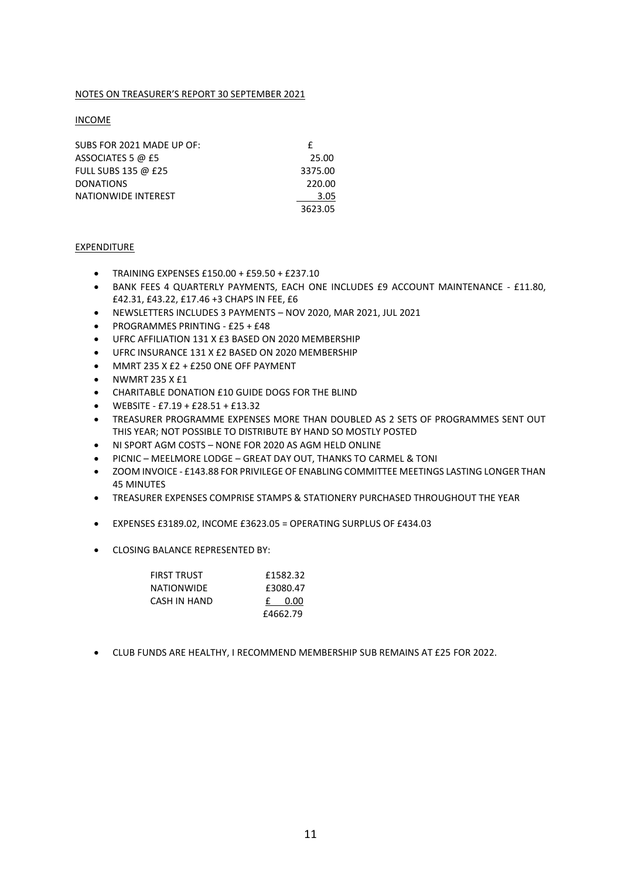NOTES ON TREASURER'S REPORT 30 SEPTEMBER 2021

INCOME

| SUBS FOR 2021 MADE UP OF: | £ |
|---|---|
| ASSOCIATES 5 @ £5 | 25.00 |
| FULL SUBS 135 @ £25 | 3375.00 |
| DONATIONS | 220.00 |
| NATIONWIDE INTEREST | 3.05 |
| | 3623.05 |

EXPENDITURE

- TRAINING EXPENSES £150.00 + £59.50 + £237.10
- BANK FEES 4 QUARTERLY PAYMENTS, EACH ONE INCLUDES £9 ACCOUNT MAINTENANCE - £11.80, £42.31, £43.22, £17.46 +3 CHAPS IN FEE, £6
- NEWSLETTERS INCLUDES 3 PAYMENTS – NOV 2020, MAR 2021, JUL 2021
- PROGRAMMES PRINTING - £25 + £48
- UFRC AFFILIATION 131 X £3 BASED ON 2020 MEMBERSHIP
- UFRC INSURANCE 131 X £2 BASED ON 2020 MEMBERSHIP
- MMRT 235 X £2 + £250 ONE OFF PAYMENT
- NWMRT 235 X £1
- CHARITABLE DONATION £10 GUIDE DOGS FOR THE BLIND
- WEBSITE - £7.19 + £28.51 + £13.32
- TREASURER PROGRAMME EXPENSES MORE THAN DOUBLED AS 2 SETS OF PROGRAMMES SENT OUT THIS YEAR; NOT POSSIBLE TO DISTRIBUTE BY HAND SO MOSTLY POSTED
- NI SPORT AGM COSTS – NONE FOR 2020 AS AGM HELD ONLINE
- PICNIC – MEELMORE LODGE – GREAT DAY OUT, THANKS TO CARMEL & TONI
- ZOOM INVOICE - £143.88 FOR PRIVILEGE OF ENABLING COMMITTEE MEETINGS LASTING LONGER THAN 45 MINUTES
- TREASURER EXPENSES COMPRISE STAMPS & STATIONERY PURCHASED THROUGHOUT THE YEAR

- EXPENSES £3189.02, INCOME £3623.05 = OPERATING SURPLUS OF £434.03

- CLOSING BALANCE REPRESENTED BY:

| | |
|---|---|
| FIRST TRUST | £1582.32 |
| NATIONWIDE | £3080.47 |
| CASH IN HAND | £ 0.00 |
| | £4662.79 |

- CLUB FUNDS ARE HEALTHY, I RECOMMEND MEMBERSHIP SUB REMAINS AT £25 FOR 2022.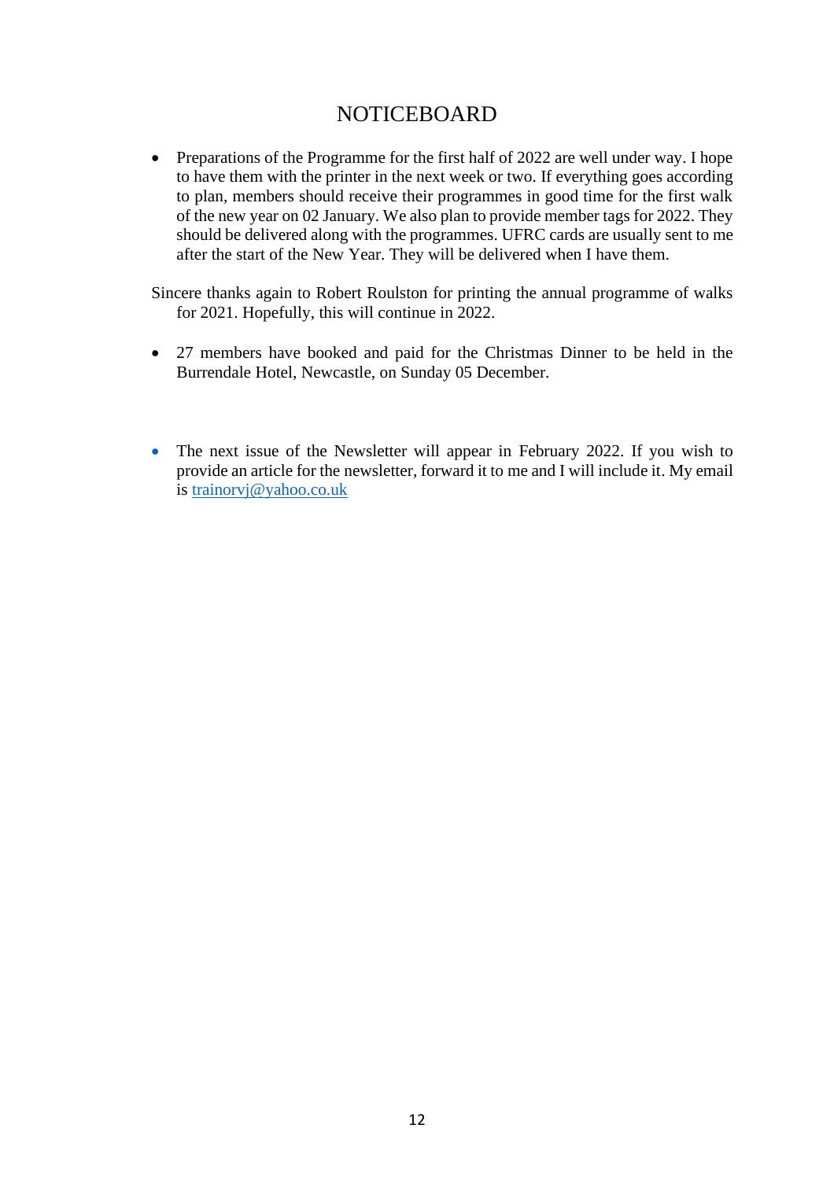# NOTICEBOARD

- Preparations of the Programme for the first half of 2022 are well under way. I hope to have them with the printer in the next week or two. If everything goes according to plan, members should receive their programmes in good time for the first walk of the new year on 02 January. We also plan to provide member tags for 2022. They should be delivered along with the programmes. UFRC cards are usually sent to me after the start of the New Year. They will be delivered when I have them.

Sincere thanks again to Robert Roulston for printing the annual programme of walks for 2021. Hopefully, this will continue in 2022.

- 27 members have booked and paid for the Christmas Dinner to be held in the Burrendale Hotel, Newcastle, on Sunday 05 December.

- The next issue of the Newsletter will appear in February 2022. If you wish to provide an article for the newsletter, forward it to me and I will include it. My email is trainorvj@yahoo.co.uk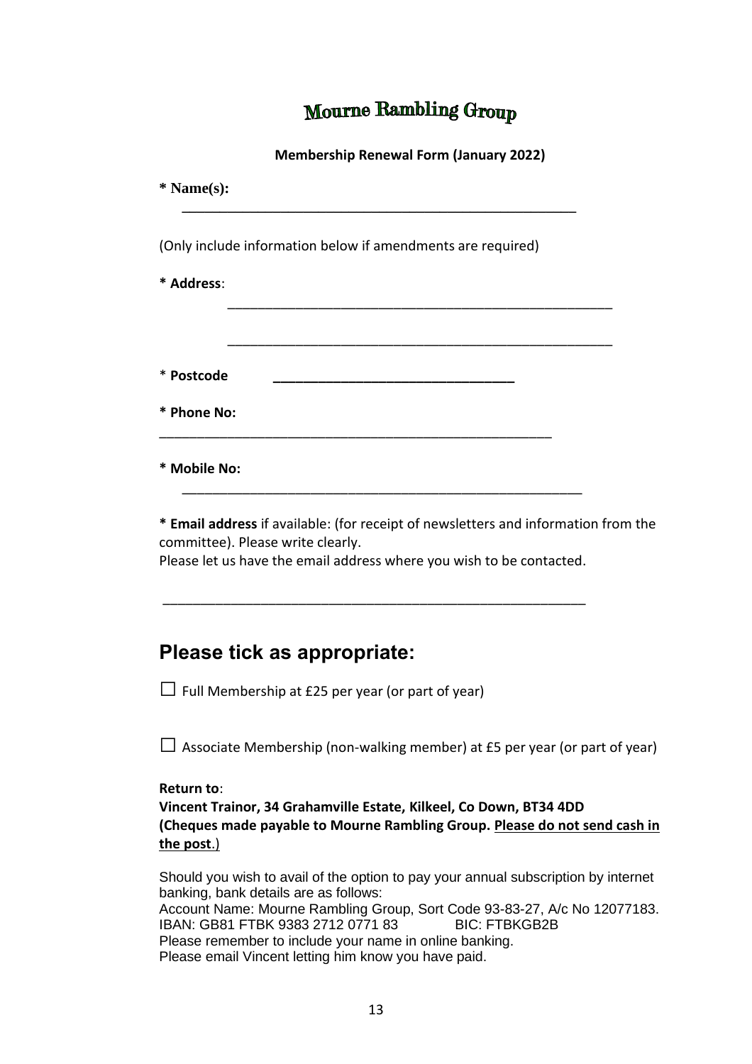# Mourne Rambling Group

**Membership Renewal Form (January 2022)**

**\* Name(s):**

**______________________________________________________**

(Only include information below if amendments are required)

**\* Address**:

______________________________________________________

______________________________________________________

\* **Postcode** ________________________________

**\* Phone No:**

______________________________________________________

**\* Mobile No:**

______________________________________________________

**\* Email address** if available: (for receipt of newsletters and information from the committee). Please write clearly.
Please let us have the email address where you wish to be contacted.

______________________________________________________

## Please tick as appropriate:

☐ Full Membership at £25 per year (or part of year)

☐ Associate Membership (non-walking member) at £5 per year (or part of year)

**Return to**:
**Vincent Trainor, 34 Grahamville Estate, Kilkeel, Co Down, BT34 4DD**
**(Cheques made payable to Mourne Rambling Group. Please do not send cash in the post**.)

Should you wish to avail of the option to pay your annual subscription by internet banking, bank details are as follows:
Account Name: Mourne Rambling Group, Sort Code 93-83-27, A/c No 12077183.
IBAN: GB81 FTBK 9383 2712 0771 83 BIC: FTBKGB2B
Please remember to include your name in online banking.
Please email Vincent letting him know you have paid.